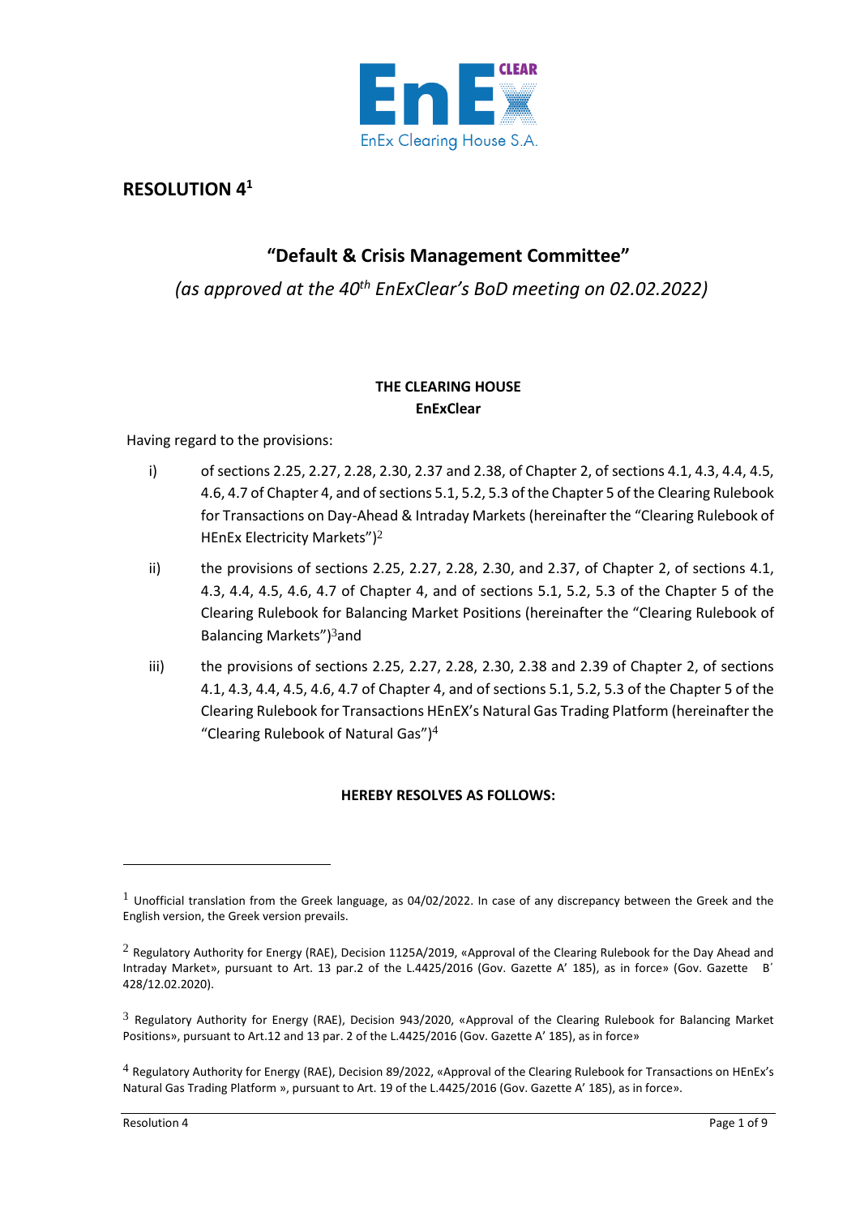# RESOLUTION 4[1]

## "Default & Crisis Management Committee"

*(as approved at the 40th EnExClear's BoD meeting on 02.02.2022)*

**THE CLEARING HOUSE**
**EnExClear**

Having regard to the provisions:

i) of sections 2.25, 2.27, 2.28, 2.30, 2.37 and 2.38, of Chapter 2, of sections 4.1, 4.3, 4.4, 4.5, 4.6, 4.7 of Chapter 4, and of sections 5.1, 5.2, 5.3 of the Chapter 5 of the Clearing Rulebook for Transactions on Day-Ahead & Intraday Markets (hereinafter the "Clearing Rulebook of HEnEx Electricity Markets")[2]

ii) the provisions of sections 2.25, 2.27, 2.28, 2.30, and 2.37, of Chapter 2, of sections 4.1, 4.3, 4.4, 4.5, 4.6, 4.7 of Chapter 4, and of sections 5.1, 5.2, 5.3 of the Chapter 5 of the Clearing Rulebook for Balancing Market Positions (hereinafter the "Clearing Rulebook of Balancing Markets")[3]and

iii) the provisions of sections 2.25, 2.27, 2.28, 2.30, 2.38 and 2.39 of Chapter 2, of sections 4.1, 4.3, 4.4, 4.5, 4.6, 4.7 of Chapter 4, and of sections 5.1, 5.2, 5.3 of the Chapter 5 of the Clearing Rulebook for Transactions HEnEX's Natural Gas Trading Platform (hereinafter the "Clearing Rulebook of Natural Gas")[4]

**HEREBY RESOLVES AS FOLLOWS:**

---

[1] Unofficial translation from the Greek language, as 04/02/2022. In case of any discrepancy between the Greek and the English version, the Greek version prevails.

[2] Regulatory Authority for Energy (RAE), Decision 1125A/2019, «Approval of the Clearing Rulebook for the Day Ahead and Intraday Market», pursuant to Art. 13 par.2 of the L.4425/2016 (Gov. Gazette A' 185), as in force» (Gov. Gazette B' 428/12.02.2020).

[3] Regulatory Authority for Energy (RAE), Decision 943/2020, «Approval of the Clearing Rulebook for Balancing Market Positions», pursuant to Art.12 and 13 par. 2 of the L.4425/2016 (Gov. Gazette A' 185), as in force»

[4] Regulatory Authority for Energy (RAE), Decision 89/2022, «Approval of the Clearing Rulebook for Transactions on HEnEx's Natural Gas Trading Platform », pursuant to Art. 19 of the L.4425/2016 (Gov. Gazette A' 185), as in force».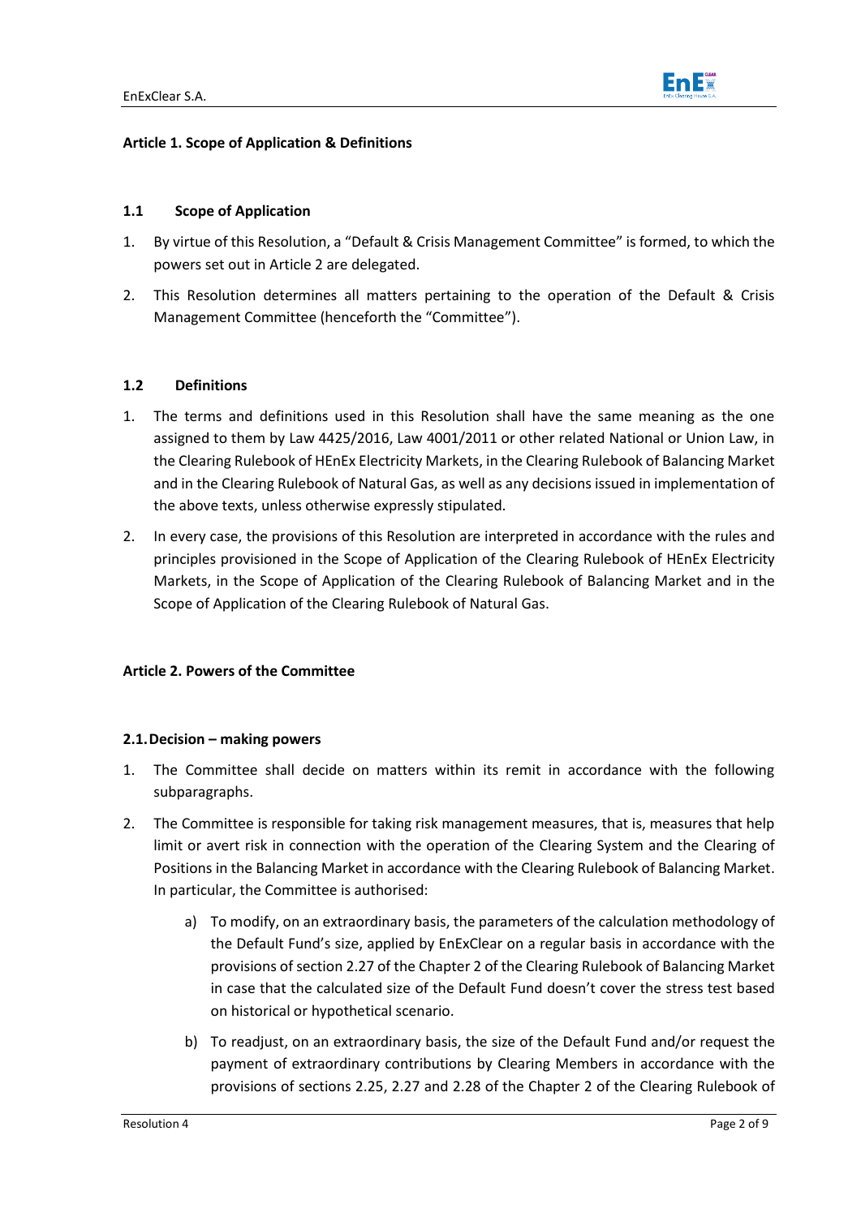## Article 1. Scope of Application & Definitions

### 1.1 Scope of Application

1. By virtue of this Resolution, a "Default & Crisis Management Committee" is formed, to which the powers set out in Article 2 are delegated.
2. This Resolution determines all matters pertaining to the operation of the Default & Crisis Management Committee (henceforth the "Committee").

### 1.2 Definitions

1. The terms and definitions used in this Resolution shall have the same meaning as the one assigned to them by Law 4425/2016, Law 4001/2011 or other related National or Union Law, in the Clearing Rulebook of HEnEx Electricity Markets, in the Clearing Rulebook of Balancing Market and in the Clearing Rulebook of Natural Gas, as well as any decisions issued in implementation of the above texts, unless otherwise expressly stipulated.
2. In every case, the provisions of this Resolution are interpreted in accordance with the rules and principles provisioned in the Scope of Application of the Clearing Rulebook of HEnEx Electricity Markets, in the Scope of Application of the Clearing Rulebook of Balancing Market and in the Scope of Application of the Clearing Rulebook of Natural Gas.

## Article 2. Powers of the Committee

### 2.1. Decision – making powers

1. The Committee shall decide on matters within its remit in accordance with the following subparagraphs.
2. The Committee is responsible for taking risk management measures, that is, measures that help limit or avert risk in connection with the operation of the Clearing System and the Clearing of Positions in the Balancing Market in accordance with the Clearing Rulebook of Balancing Market. In particular, the Committee is authorised:
   a) To modify, on an extraordinary basis, the parameters of the calculation methodology of the Default Fund's size, applied by EnExClear on a regular basis in accordance with the provisions of section 2.27 of the Chapter 2 of the Clearing Rulebook of Balancing Market in case that the calculated size of the Default Fund doesn't cover the stress test based on historical or hypothetical scenario.
   b) To readjust, on an extraordinary basis, the size of the Default Fund and/or request the payment of extraordinary contributions by Clearing Members in accordance with the provisions of sections 2.25, 2.27 and 2.28 of the Chapter 2 of the Clearing Rulebook of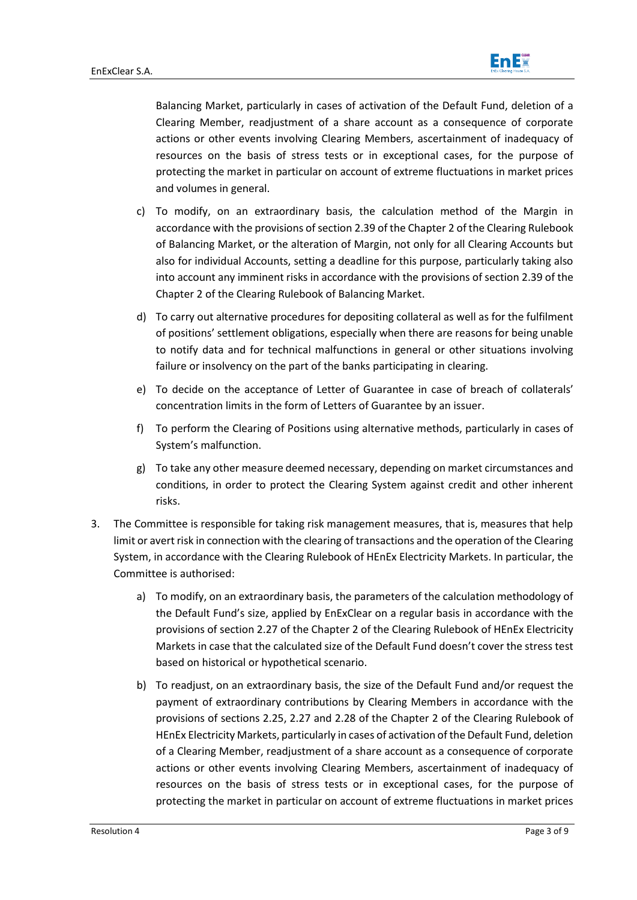Balancing Market, particularly in cases of activation of the Default Fund, deletion of a Clearing Member, readjustment of a share account as a consequence of corporate actions or other events involving Clearing Members, ascertainment of inadequacy of resources on the basis of stress tests or in exceptional cases, for the purpose of protecting the market in particular on account of extreme fluctuations in market prices and volumes in general.

c) To modify, on an extraordinary basis, the calculation method of the Margin in accordance with the provisions of section 2.39 of the Chapter 2 of the Clearing Rulebook of Balancing Market, or the alteration of Margin, not only for all Clearing Accounts but also for individual Accounts, setting a deadline for this purpose, particularly taking also into account any imminent risks in accordance with the provisions of section 2.39 of the Chapter 2 of the Clearing Rulebook of Balancing Market.

d) To carry out alternative procedures for depositing collateral as well as for the fulfilment of positions' settlement obligations, especially when there are reasons for being unable to notify data and for technical malfunctions in general or other situations involving failure or insolvency on the part of the banks participating in clearing.

e) To decide on the acceptance of Letter of Guarantee in case of breach of collaterals' concentration limits in the form of Letters of Guarantee by an issuer.

f) To perform the Clearing of Positions using alternative methods, particularly in cases of System's malfunction.

g) To take any other measure deemed necessary, depending on market circumstances and conditions, in order to protect the Clearing System against credit and other inherent risks.

3. The Committee is responsible for taking risk management measures, that is, measures that help limit or avert risk in connection with the clearing of transactions and the operation of the Clearing System, in accordance with the Clearing Rulebook of HEnEx Electricity Markets. In particular, the Committee is authorised:

   a) To modify, on an extraordinary basis, the parameters of the calculation methodology of the Default Fund's size, applied by EnExClear on a regular basis in accordance with the provisions of section 2.27 of the Chapter 2 of the Clearing Rulebook of HEnEx Electricity Markets in case that the calculated size of the Default Fund doesn't cover the stress test based on historical or hypothetical scenario.

   b) To readjust, on an extraordinary basis, the size of the Default Fund and/or request the payment of extraordinary contributions by Clearing Members in accordance with the provisions of sections 2.25, 2.27 and 2.28 of the Chapter 2 of the Clearing Rulebook of HEnEx Electricity Markets, particularly in cases of activation of the Default Fund, deletion of a Clearing Member, readjustment of a share account as a consequence of corporate actions or other events involving Clearing Members, ascertainment of inadequacy of resources on the basis of stress tests or in exceptional cases, for the purpose of protecting the market in particular on account of extreme fluctuations in market prices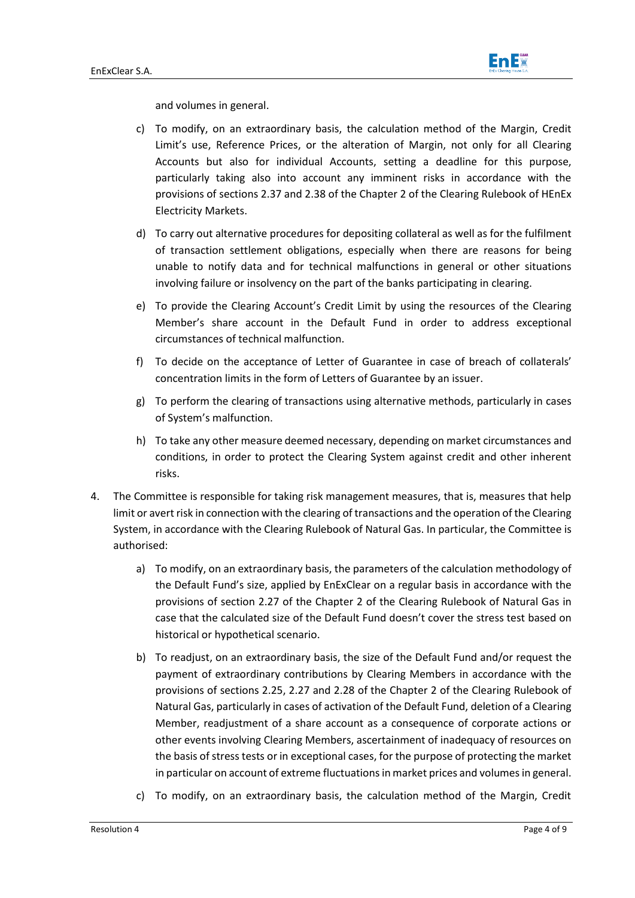and volumes in general.

c) To modify, on an extraordinary basis, the calculation method of the Margin, Credit Limit's use, Reference Prices, or the alteration of Margin, not only for all Clearing Accounts but also for individual Accounts, setting a deadline for this purpose, particularly taking also into account any imminent risks in accordance with the provisions of sections 2.37 and 2.38 of the Chapter 2 of the Clearing Rulebook of HEnEx Electricity Markets.

d) To carry out alternative procedures for depositing collateral as well as for the fulfilment of transaction settlement obligations, especially when there are reasons for being unable to notify data and for technical malfunctions in general or other situations involving failure or insolvency on the part of the banks participating in clearing.

e) To provide the Clearing Account's Credit Limit by using the resources of the Clearing Member's share account in the Default Fund in order to address exceptional circumstances of technical malfunction.

f) To decide on the acceptance of Letter of Guarantee in case of breach of collaterals' concentration limits in the form of Letters of Guarantee by an issuer.

g) To perform the clearing of transactions using alternative methods, particularly in cases of System's malfunction.

h) To take any other measure deemed necessary, depending on market circumstances and conditions, in order to protect the Clearing System against credit and other inherent risks.

4. The Committee is responsible for taking risk management measures, that is, measures that help limit or avert risk in connection with the clearing of transactions and the operation of the Clearing System, in accordance with the Clearing Rulebook of Natural Gas. In particular, the Committee is authorised:

   a) To modify, on an extraordinary basis, the parameters of the calculation methodology of the Default Fund's size, applied by EnExClear on a regular basis in accordance with the provisions of section 2.27 of the Chapter 2 of the Clearing Rulebook of Natural Gas in case that the calculated size of the Default Fund doesn't cover the stress test based on historical or hypothetical scenario.

   b) To readjust, on an extraordinary basis, the size of the Default Fund and/or request the payment of extraordinary contributions by Clearing Members in accordance with the provisions of sections 2.25, 2.27 and 2.28 of the Chapter 2 of the Clearing Rulebook of Natural Gas, particularly in cases of activation of the Default Fund, deletion of a Clearing Member, readjustment of a share account as a consequence of corporate actions or other events involving Clearing Members, ascertainment of inadequacy of resources on the basis of stress tests or in exceptional cases, for the purpose of protecting the market in particular on account of extreme fluctuations in market prices and volumes in general.

   c) To modify, on an extraordinary basis, the calculation method of the Margin, Credit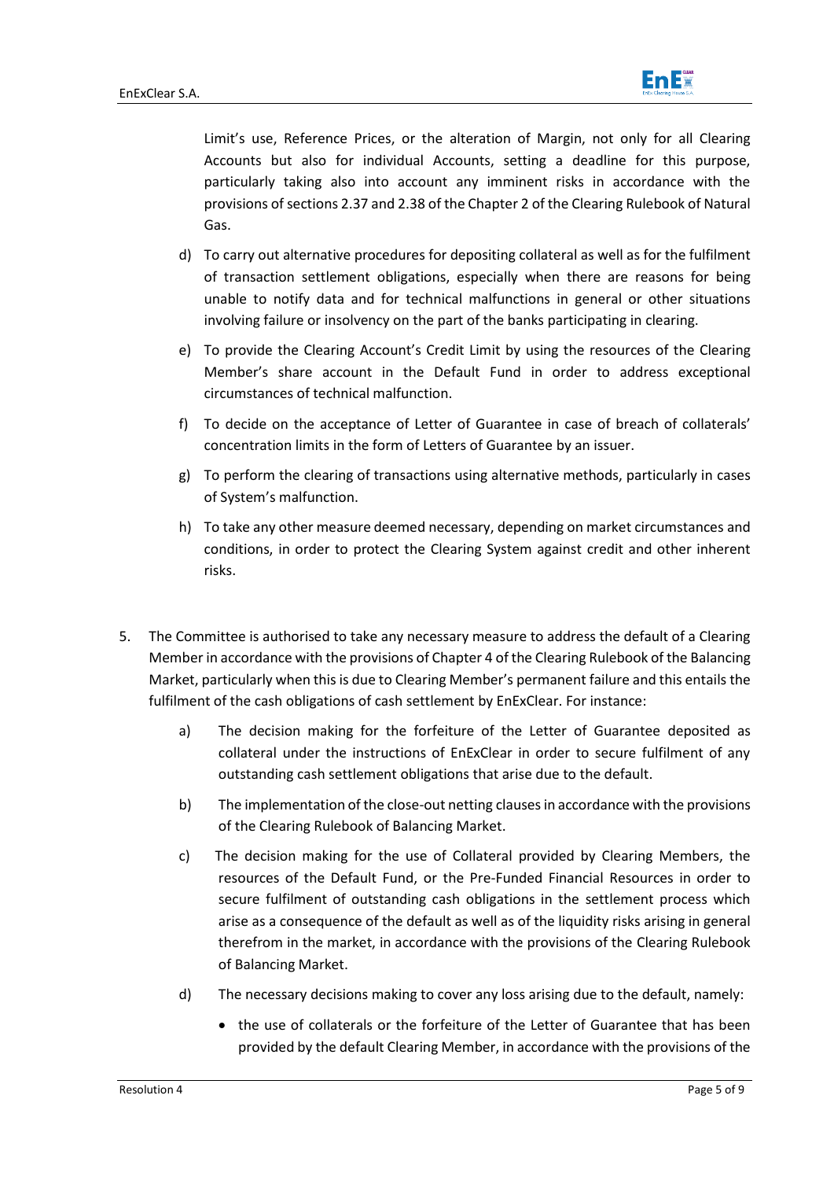Limit's use, Reference Prices, or the alteration of Margin, not only for all Clearing Accounts but also for individual Accounts, setting a deadline for this purpose, particularly taking also into account any imminent risks in accordance with the provisions of sections 2.37 and 2.38 of the Chapter 2 of the Clearing Rulebook of Natural Gas.

d) To carry out alternative procedures for depositing collateral as well as for the fulfilment of transaction settlement obligations, especially when there are reasons for being unable to notify data and for technical malfunctions in general or other situations involving failure or insolvency on the part of the banks participating in clearing.

e) To provide the Clearing Account's Credit Limit by using the resources of the Clearing Member's share account in the Default Fund in order to address exceptional circumstances of technical malfunction.

f) To decide on the acceptance of Letter of Guarantee in case of breach of collaterals' concentration limits in the form of Letters of Guarantee by an issuer.

g) To perform the clearing of transactions using alternative methods, particularly in cases of System's malfunction.

h) To take any other measure deemed necessary, depending on market circumstances and conditions, in order to protect the Clearing System against credit and other inherent risks.

5. The Committee is authorised to take any necessary measure to address the default of a Clearing Member in accordance with the provisions of Chapter 4 of the Clearing Rulebook of the Balancing Market, particularly when this is due to Clearing Member's permanent failure and this entails the fulfilment of the cash obligations of cash settlement by EnExClear. For instance:

   a) The decision making for the forfeiture of the Letter of Guarantee deposited as collateral under the instructions of EnExClear in order to secure fulfilment of any outstanding cash settlement obligations that arise due to the default.

   b) The implementation of the close-out netting clauses in accordance with the provisions of the Clearing Rulebook of Balancing Market.

   c) The decision making for the use of Collateral provided by Clearing Members, the resources of the Default Fund, or the Pre-Funded Financial Resources in order to secure fulfilment of outstanding cash obligations in the settlement process which arise as a consequence of the default as well as of the liquidity risks arising in general therefrom in the market, in accordance with the provisions of the Clearing Rulebook of Balancing Market.

   d) The necessary decisions making to cover any loss arising due to the default, namely:

      - the use of collaterals or the forfeiture of the Letter of Guarantee that has been provided by the default Clearing Member, in accordance with the provisions of the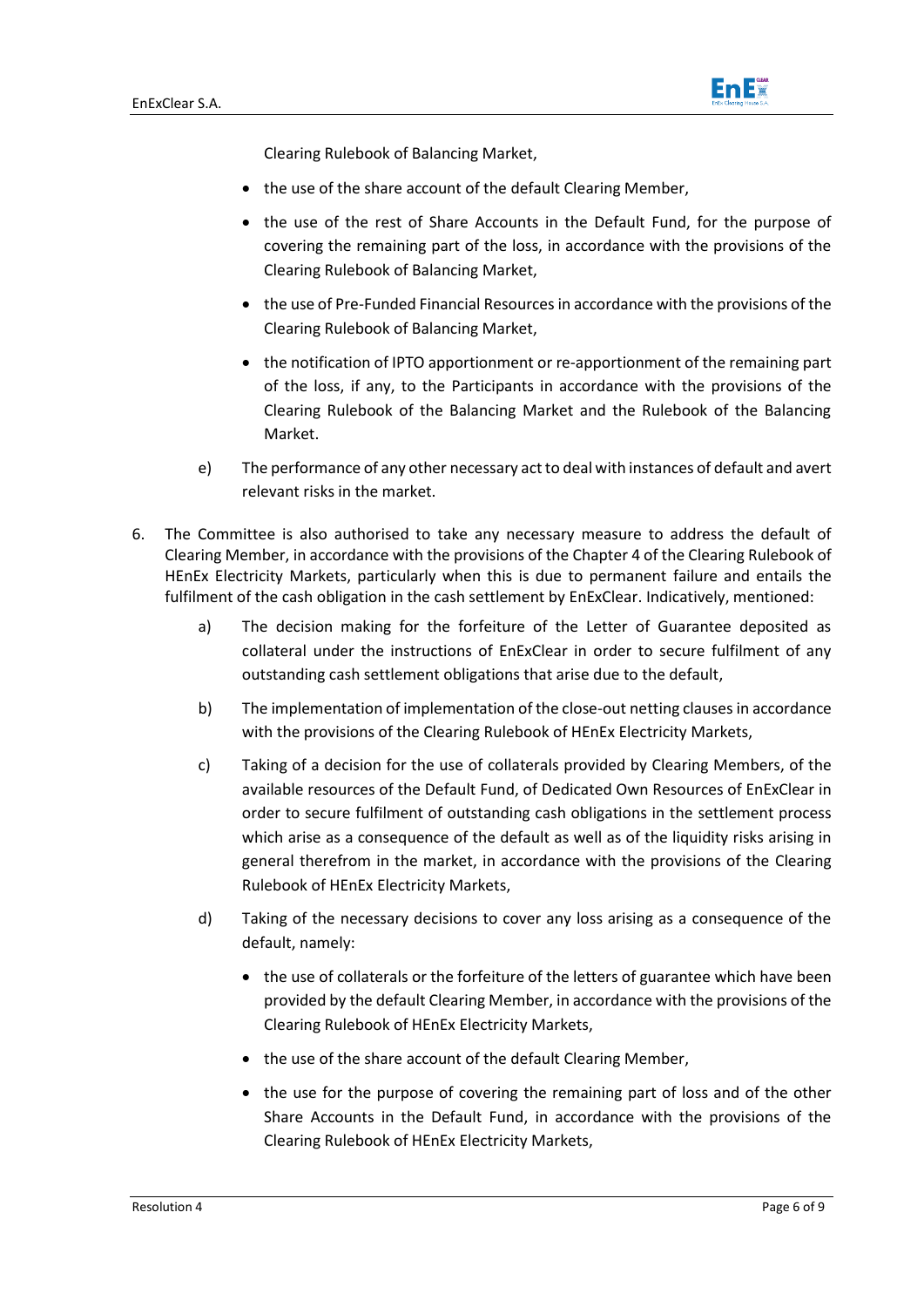Clearing Rulebook of Balancing Market,

- the use of the share account of the default Clearing Member,
- the use of the rest of Share Accounts in the Default Fund, for the purpose of covering the remaining part of the loss, in accordance with the provisions of the Clearing Rulebook of Balancing Market,
- the use of Pre-Funded Financial Resources in accordance with the provisions of the Clearing Rulebook of Balancing Market,
- the notification of IPTO apportionment or re-apportionment of the remaining part of the loss, if any, to the Participants in accordance with the provisions of the Clearing Rulebook of the Balancing Market and the Rulebook of the Balancing Market.

e) The performance of any other necessary act to deal with instances of default and avert relevant risks in the market.

6. The Committee is also authorised to take any necessary measure to address the default of Clearing Member, in accordance with the provisions of the Chapter 4 of the Clearing Rulebook of HEnEx Electricity Markets, particularly when this is due to permanent failure and entails the fulfilment of the cash obligation in the cash settlement by EnExClear. Indicatively, mentioned:

   a) The decision making for the forfeiture of the Letter of Guarantee deposited as collateral under the instructions of EnExClear in order to secure fulfilment of any outstanding cash settlement obligations that arise due to the default,

   b) The implementation of implementation of the close-out netting clauses in accordance with the provisions of the Clearing Rulebook of HEnEx Electricity Markets,

   c) Taking of a decision for the use of collaterals provided by Clearing Members, of the available resources of the Default Fund, of Dedicated Own Resources of EnExClear in order to secure fulfilment of outstanding cash obligations in the settlement process which arise as a consequence of the default as well as of the liquidity risks arising in general therefrom in the market, in accordance with the provisions of the Clearing Rulebook of HEnEx Electricity Markets,

   d) Taking of the necessary decisions to cover any loss arising as a consequence of the default, namely:

      - the use of collaterals or the forfeiture of the letters of guarantee which have been provided by the default Clearing Member, in accordance with the provisions of the Clearing Rulebook of HEnEx Electricity Markets,
      - the use of the share account of the default Clearing Member,
      - the use for the purpose of covering the remaining part of loss and of the other Share Accounts in the Default Fund, in accordance with the provisions of the Clearing Rulebook of HEnEx Electricity Markets,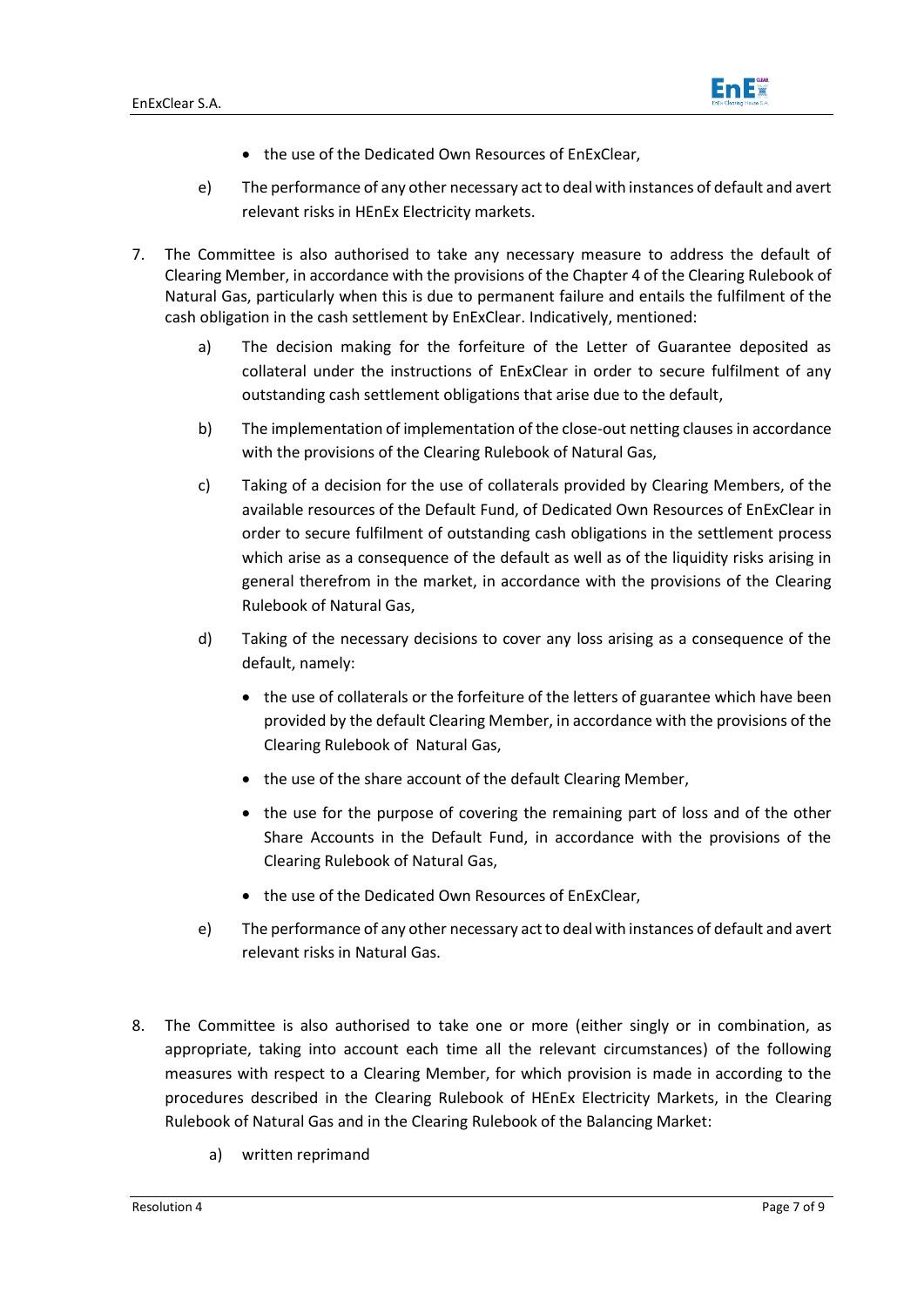- the use of the Dedicated Own Resources of EnExClear,

e) The performance of any other necessary act to deal with instances of default and avert relevant risks in HEnEx Electricity markets.

7. The Committee is also authorised to take any necessary measure to address the default of Clearing Member, in accordance with the provisions of the Chapter 4 of the Clearing Rulebook of Natural Gas, particularly when this is due to permanent failure and entails the fulfilment of the cash obligation in the cash settlement by EnExClear. Indicatively, mentioned:

   a) The decision making for the forfeiture of the Letter of Guarantee deposited as collateral under the instructions of EnExClear in order to secure fulfilment of any outstanding cash settlement obligations that arise due to the default,

   b) The implementation of implementation of the close-out netting clauses in accordance with the provisions of the Clearing Rulebook of Natural Gas,

   c) Taking of a decision for the use of collaterals provided by Clearing Members, of the available resources of the Default Fund, of Dedicated Own Resources of EnExClear in order to secure fulfilment of outstanding cash obligations in the settlement process which arise as a consequence of the default as well as of the liquidity risks arising in general therefrom in the market, in accordance with the provisions of the Clearing Rulebook of Natural Gas,

   d) Taking of the necessary decisions to cover any loss arising as a consequence of the default, namely:

      - the use of collaterals or the forfeiture of the letters of guarantee which have been provided by the default Clearing Member, in accordance with the provisions of the Clearing Rulebook of Natural Gas,
      - the use of the share account of the default Clearing Member,
      - the use for the purpose of covering the remaining part of loss and of the other Share Accounts in the Default Fund, in accordance with the provisions of the Clearing Rulebook of Natural Gas,
      - the use of the Dedicated Own Resources of EnExClear,

   e) The performance of any other necessary act to deal with instances of default and avert relevant risks in Natural Gas.

8. The Committee is also authorised to take one or more (either singly or in combination, as appropriate, taking into account each time all the relevant circumstances) of the following measures with respect to a Clearing Member, for which provision is made in according to the procedures described in the Clearing Rulebook of HEnEx Electricity Markets, in the Clearing Rulebook of Natural Gas and in the Clearing Rulebook of the Balancing Market:

   a) written reprimand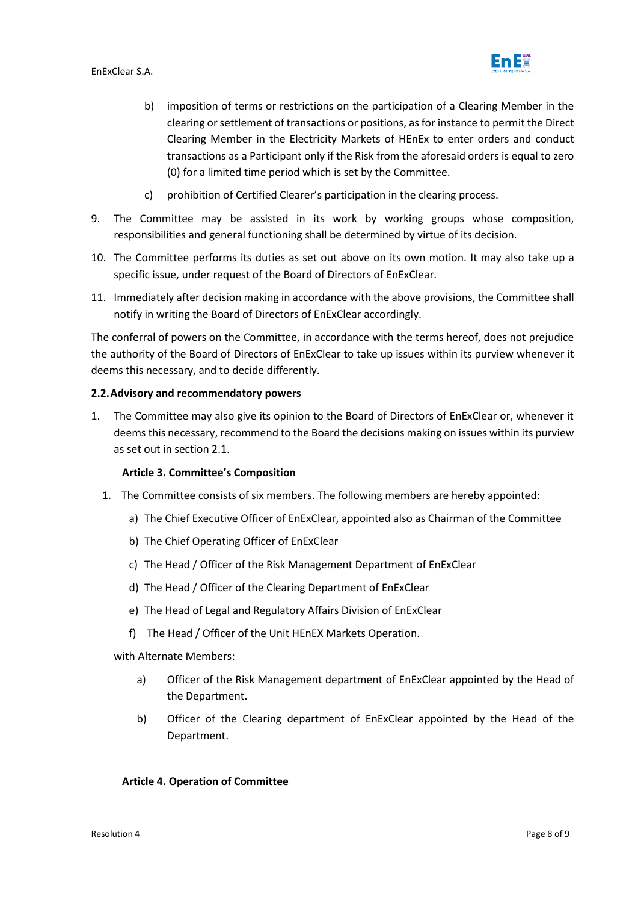b) imposition of terms or restrictions on the participation of a Clearing Member in the clearing or settlement of transactions or positions, as for instance to permit the Direct Clearing Member in the Electricity Markets of HEnEx to enter orders and conduct transactions as a Participant only if the Risk from the aforesaid orders is equal to zero (0) for a limited time period which is set by the Committee.

c) prohibition of Certified Clearer's participation in the clearing process.

9. The Committee may be assisted in its work by working groups whose composition, responsibilities and general functioning shall be determined by virtue of its decision.

10. The Committee performs its duties as set out above on its own motion. It may also take up a specific issue, under request of the Board of Directors of EnExClear.

11. Immediately after decision making in accordance with the above provisions, the Committee shall notify in writing the Board of Directors of EnExClear accordingly.

The conferral of powers on the Committee, in accordance with the terms hereof, does not prejudice the authority of the Board of Directors of EnExClear to take up issues within its purview whenever it deems this necessary, and to decide differently.

**2.2. Advisory and recommendatory powers**

1. The Committee may also give its opinion to the Board of Directors of EnExClear or, whenever it deems this necessary, recommend to the Board the decisions making on issues within its purview as set out in section 2.1.

**Article 3. Committee's Composition**

1. The Committee consists of six members. The following members are hereby appointed:

   a) The Chief Executive Officer of EnExClear, appointed also as Chairman of the Committee

   b) The Chief Operating Officer of EnExClear

   c) The Head / Officer of the Risk Management Department of EnExClear

   d) The Head / Officer of the Clearing Department of EnExClear

   e) The Head of Legal and Regulatory Affairs Division of EnExClear

   f) The Head / Officer of the Unit HEnEX Markets Operation.

   with Alternate Members:

   a) Officer of the Risk Management department of EnExClear appointed by the Head of the Department.

   b) Officer of the Clearing department of EnExClear appointed by the Head of the Department.

**Article 4. Operation of Committee**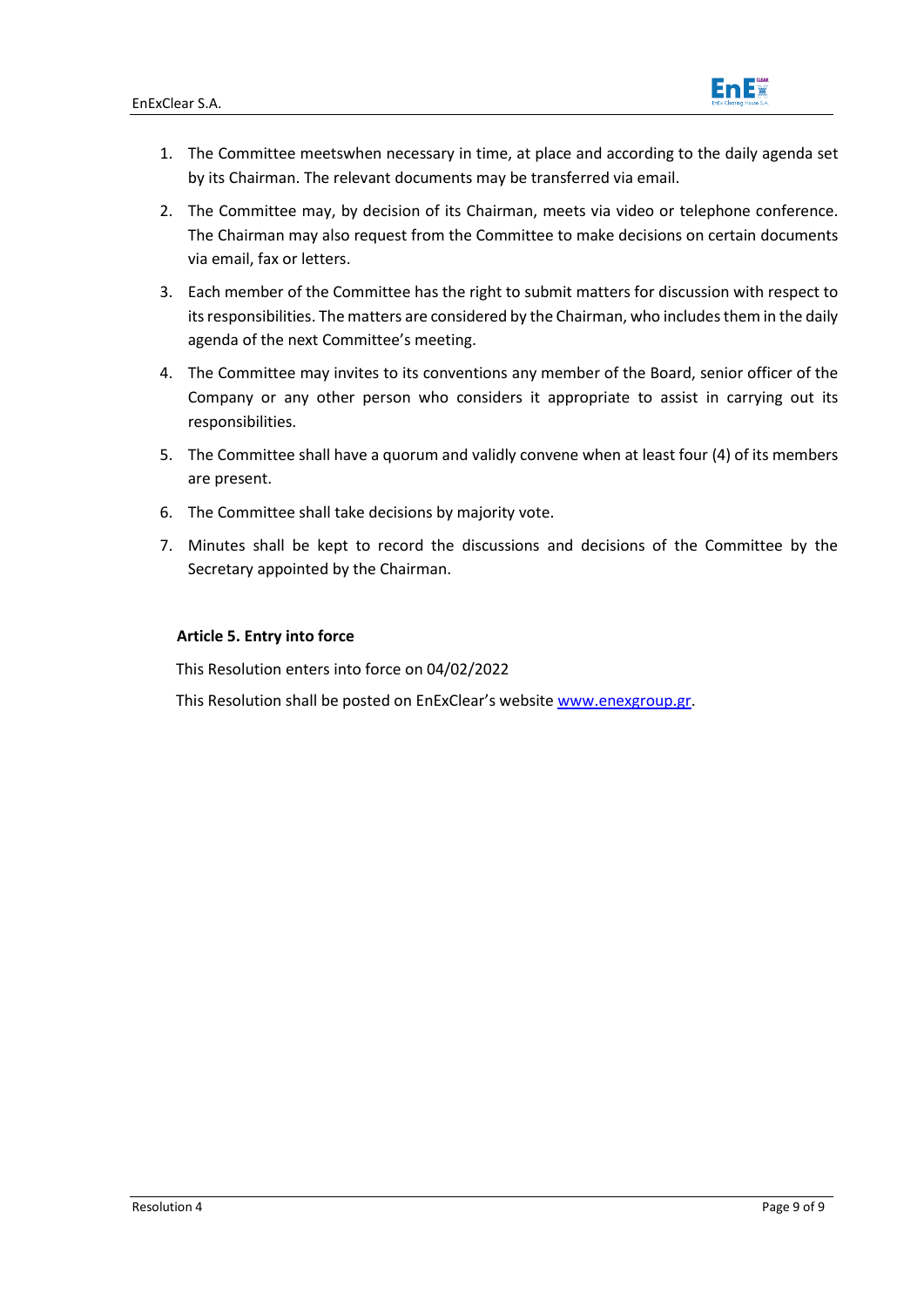1. The Committee meetswhen necessary in time, at place and according to the daily agenda set by its Chairman. The relevant documents may be transferred via email.
2. The Committee may, by decision of its Chairman, meets via video or telephone conference. The Chairman may also request from the Committee to make decisions on certain documents via email, fax or letters.
3. Each member of the Committee has the right to submit matters for discussion with respect to its responsibilities. The matters are considered by the Chairman, who includes them in the daily agenda of the next Committee's meeting.
4. The Committee may invites to its conventions any member of the Board, senior officer of the Company or any other person who considers it appropriate to assist in carrying out its responsibilities.
5. The Committee shall have a quorum and validly convene when at least four (4) of its members are present.
6. The Committee shall take decisions by majority vote.
7. Minutes shall be kept to record the discussions and decisions of the Committee by the Secretary appointed by the Chairman.

**Article 5. Entry into force**

This Resolution enters into force on 04/02/2022

This Resolution shall be posted on EnExClear's website www.enexgroup.gr.